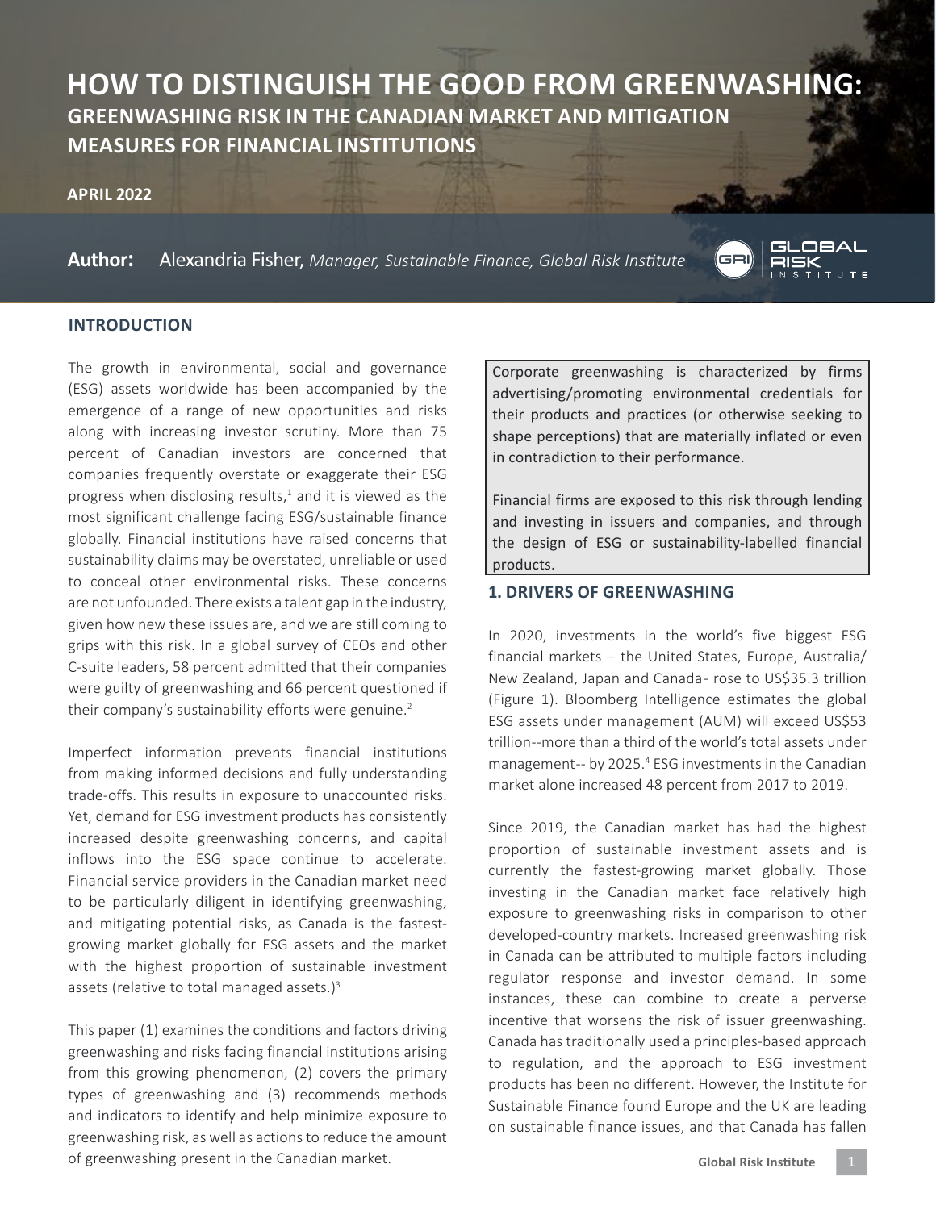# HOW TO DISTINGUISH THE GOOD FROM GREENWASHING:

## GREENWASHING RISK IN THE CANADIAN MARKET AND MITIGATION MEASURES FOR FINANCIAL INSTITUTIONS

**APRIL 2022**

**Author:** Alexandria Fisher, *Manager, Sustainable Finance, Global Risk Institute*

## INTRODUCTION

The growth in environmental, social and governance (ESG) assets worldwide has been accompanied by the emergence of a range of new opportunities and risks along with increasing investor scrutiny. More than 75 percent of Canadian investors are concerned that companies frequently overstate or exaggerate their ESG progress when disclosing results,[1] and it is viewed as the most significant challenge facing ESG/sustainable finance globally. Financial institutions have raised concerns that sustainability claims may be overstated, unreliable or used to conceal other environmental risks. These concerns are not unfounded. There exists a talent gap in the industry, given how new these issues are, and we are still coming to grips with this risk. In a global survey of CEOs and other C-suite leaders, 58 percent admitted that their companies were guilty of greenwashing and 66 percent questioned if their company's sustainability efforts were genuine.[2]

Imperfect information prevents financial institutions from making informed decisions and fully understanding trade-offs. This results in exposure to unaccounted risks. Yet, demand for ESG investment products has consistently increased despite greenwashing concerns, and capital inflows into the ESG space continue to accelerate. Financial service providers in the Canadian market need to be particularly diligent in identifying greenwashing, and mitigating potential risks, as Canada is the fastest-growing market globally for ESG assets and the market with the highest proportion of sustainable investment assets (relative to total managed assets.)[3]

This paper (1) examines the conditions and factors driving greenwashing and risks facing financial institutions arising from this growing phenomenon, (2) covers the primary types of greenwashing and (3) recommends methods and indicators to identify and help minimize exposure to greenwashing risk, as well as actions to reduce the amount of greenwashing present in the Canadian market.

> Corporate greenwashing is characterized by firms advertising/promoting environmental credentials for their products and practices (or otherwise seeking to shape perceptions) that are materially inflated or even in contradiction to their performance.
>
> Financial firms are exposed to this risk through lending and investing in issuers and companies, and through the design of ESG or sustainability-labelled financial products.

## 1. DRIVERS OF GREENWASHING

In 2020, investments in the world's five biggest ESG financial markets – the United States, Europe, Australia/New Zealand, Japan and Canada - rose to US$35.3 trillion (Figure 1). Bloomberg Intelligence estimates the global ESG assets under management (AUM) will exceed US$53 trillion--more than a third of the world's total assets under management-- by 2025.[4] ESG investments in the Canadian market alone increased 48 percent from 2017 to 2019.

Since 2019, the Canadian market has had the highest proportion of sustainable investment assets and is currently the fastest-growing market globally. Those investing in the Canadian market face relatively high exposure to greenwashing risks in comparison to other developed-country markets. Increased greenwashing risk in Canada can be attributed to multiple factors including regulator response and investor demand. In some instances, these can combine to create a perverse incentive that worsens the risk of issuer greenwashing. Canada has traditionally used a principles-based approach to regulation, and the approach to ESG investment products has been no different. However, the Institute for Sustainable Finance found Europe and the UK are leading on sustainable finance issues, and that Canada has fallen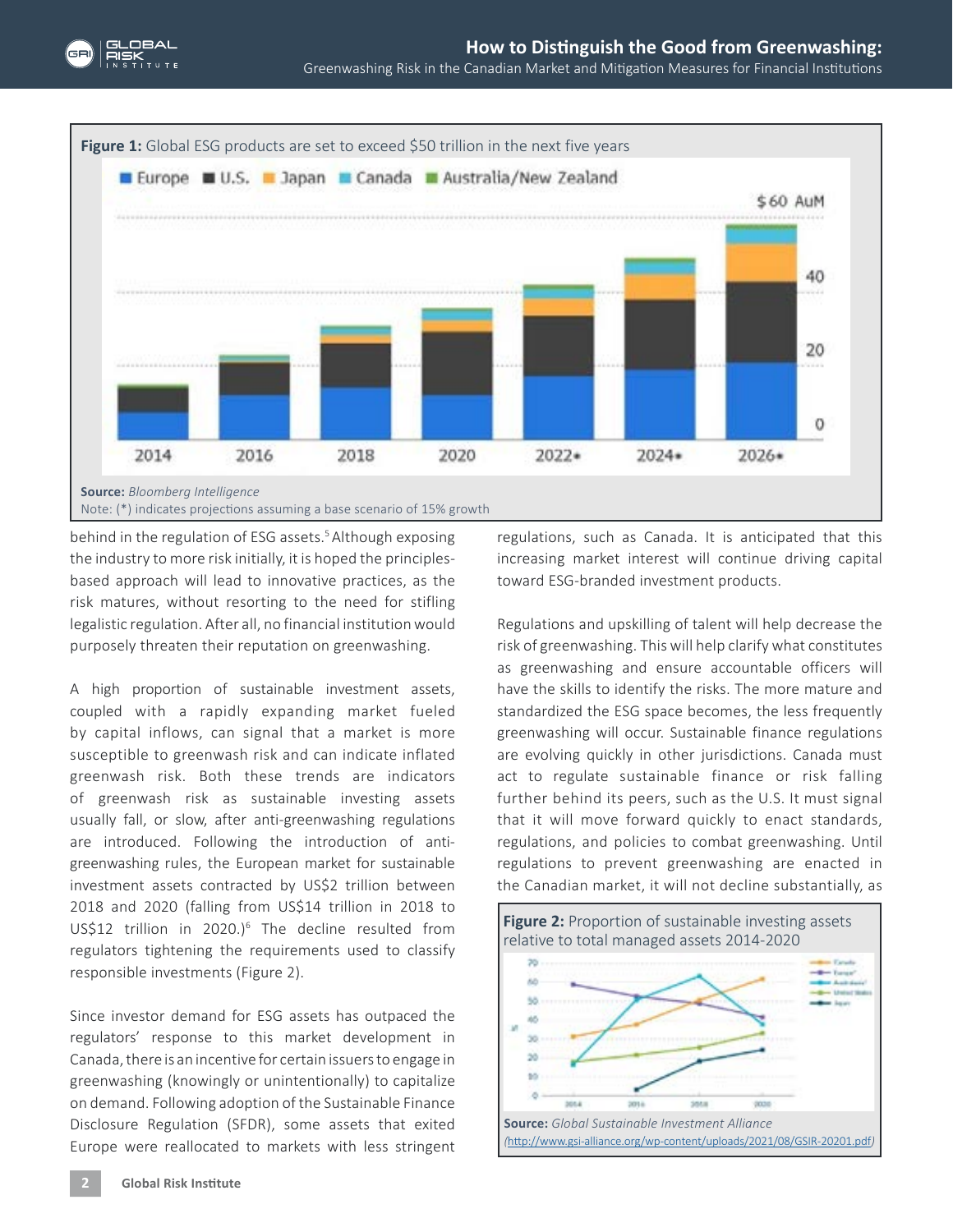**Figure 1:** Global ESG products are set to exceed $50 trillion in the next five years

**Source:** *Bloomberg Intelligence*
Note: (*) indicates projections assuming a base scenario of 15% growth

behind in the regulation of ESG assets.[5] Although exposing the industry to more risk initially, it is hoped the principles-based approach will lead to innovative practices, as the risk matures, without resorting to the need for stifling legalistic regulation. After all, no financial institution would purposely threaten their reputation on greenwashing.

A high proportion of sustainable investment assets, coupled with a rapidly expanding market fueled by capital inflows, can signal that a market is more susceptible to greenwash risk and can indicate inflated greenwash risk. Both these trends are indicators of greenwash risk as sustainable investing assets usually fall, or slow, after anti-greenwashing regulations are introduced. Following the introduction of anti-greenwashing rules, the European market for sustainable investment assets contracted by US$2 trillion between 2018 and 2020 (falling from US$14 trillion in 2018 to US$12 trillion in 2020.)[6] The decline resulted from regulators tightening the requirements used to classify responsible investments (Figure 2).

Since investor demand for ESG assets has outpaced the regulators' response to this market development in Canada, there is an incentive for certain issuers to engage in greenwashing (knowingly or unintentionally) to capitalize on demand. Following adoption of the Sustainable Finance Disclosure Regulation (SFDR), some assets that exited Europe were reallocated to markets with less stringent regulations, such as Canada. It is anticipated that this increasing market interest will continue driving capital toward ESG-branded investment products.

Regulations and upskilling of talent will help decrease the risk of greenwashing. This will help clarify what constitutes as greenwashing and ensure accountable officers will have the skills to identify the risks. The more mature and standardized the ESG space becomes, the less frequently greenwashing will occur. Sustainable finance regulations are evolving quickly in other jurisdictions. Canada must act to regulate sustainable finance or risk falling further behind its peers, such as the U.S. It must signal that it will move forward quickly to enact standards, regulations, and policies to combat greenwashing. Until regulations to prevent greenwashing are enacted in the Canadian market, it will not decline substantially, as

**Figure 2:** Proportion of sustainable investing assets relative to total managed assets 2014-2020

**Source:** *Global Sustainable Investment Alliance* (http://www.gsi-alliance.org/wp-content/uploads/2021/08/GSIR-20201.pdf)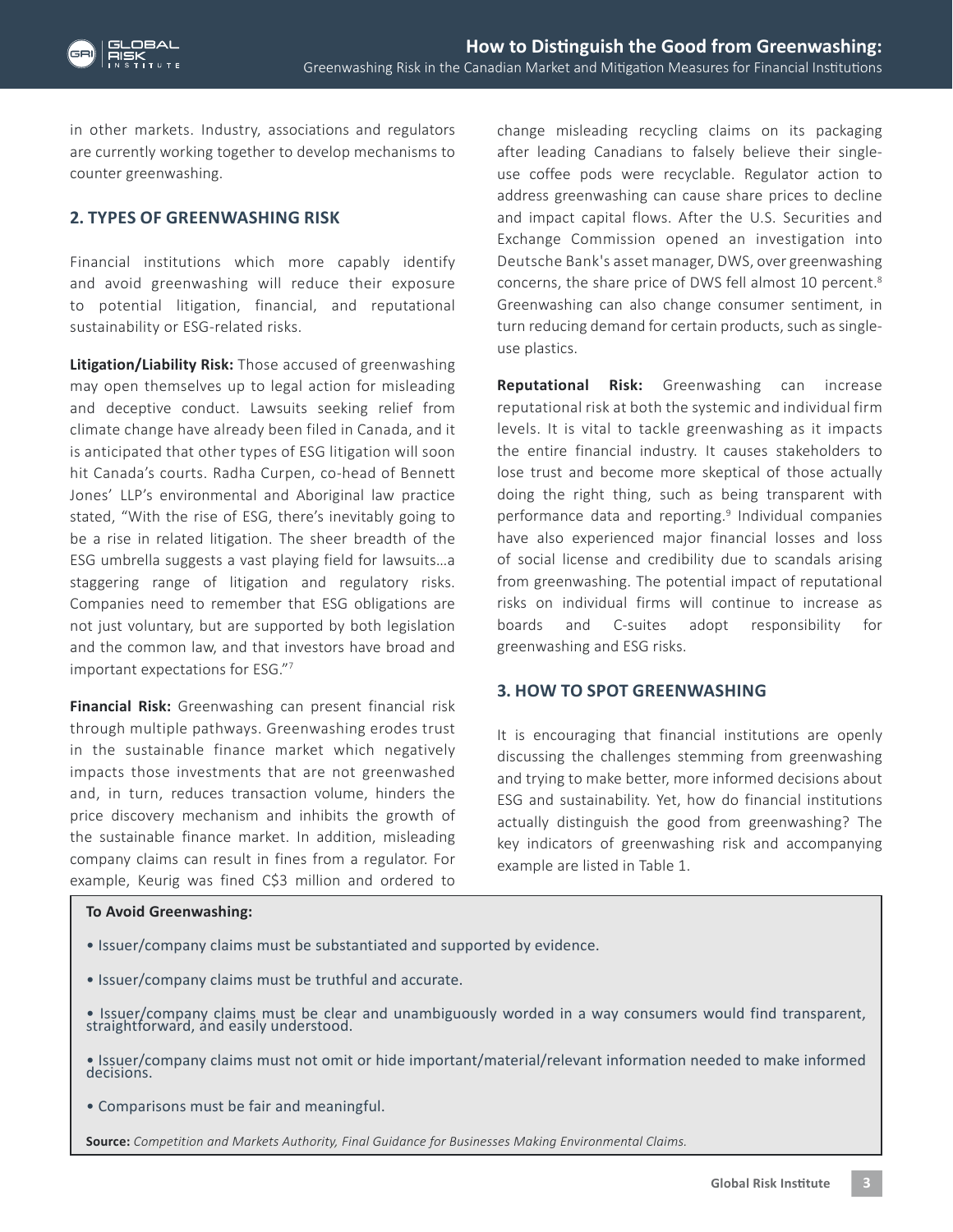in other markets. Industry, associations and regulators are currently working together to develop mechanisms to counter greenwashing.

## 2. TYPES OF GREENWASHING RISK

Financial institutions which more capably identify and avoid greenwashing will reduce their exposure to potential litigation, financial, and reputational sustainability or ESG-related risks.

**Litigation/Liability Risk:** Those accused of greenwashing may open themselves up to legal action for misleading and deceptive conduct. Lawsuits seeking relief from climate change have already been filed in Canada, and it is anticipated that other types of ESG litigation will soon hit Canada's courts. Radha Curpen, co-head of Bennett Jones' LLP's environmental and Aboriginal law practice stated, "With the rise of ESG, there's inevitably going to be a rise in related litigation. The sheer breadth of the ESG umbrella suggests a vast playing field for lawsuits…a staggering range of litigation and regulatory risks. Companies need to remember that ESG obligations are not just voluntary, but are supported by both legislation and the common law, and that investors have broad and important expectations for ESG."[7]

**Financial Risk:** Greenwashing can present financial risk through multiple pathways. Greenwashing erodes trust in the sustainable finance market which negatively impacts those investments that are not greenwashed and, in turn, reduces transaction volume, hinders the price discovery mechanism and inhibits the growth of the sustainable finance market. In addition, misleading company claims can result in fines from a regulator. For example, Keurig was fined C$3 million and ordered to change misleading recycling claims on its packaging after leading Canadians to falsely believe their single-use coffee pods were recyclable. Regulator action to address greenwashing can cause share prices to decline and impact capital flows. After the U.S. Securities and Exchange Commission opened an investigation into Deutsche Bank's asset manager, DWS, over greenwashing concerns, the share price of DWS fell almost 10 percent.[8] Greenwashing can also change consumer sentiment, in turn reducing demand for certain products, such as single-use plastics.

**Reputational Risk:** Greenwashing can increase reputational risk at both the systemic and individual firm levels. It is vital to tackle greenwashing as it impacts the entire financial industry. It causes stakeholders to lose trust and become more skeptical of those actually doing the right thing, such as being transparent with performance data and reporting.[9] Individual companies have also experienced major financial losses and loss of social license and credibility due to scandals arising from greenwashing. The potential impact of reputational risks on individual firms will continue to increase as boards and C-suites adopt responsibility for greenwashing and ESG risks.

## 3. HOW TO SPOT GREENWASHING

It is encouraging that financial institutions are openly discussing the challenges stemming from greenwashing and trying to make better, more informed decisions about ESG and sustainability. Yet, how do financial institutions actually distinguish the good from greenwashing? The key indicators of greenwashing risk and accompanying example are listed in Table 1.

**To Avoid Greenwashing:**

- Issuer/company claims must be substantiated and supported by evidence.
- Issuer/company claims must be truthful and accurate.
- Issuer/company claims must be clear and unambiguously worded in a way consumers would find transparent, straightforward, and easily understood.
- Issuer/company claims must not omit or hide important/material/relevant information needed to make informed decisions.
- Comparisons must be fair and meaningful.

**Source:** *Competition and Markets Authority, Final Guidance for Businesses Making Environmental Claims.*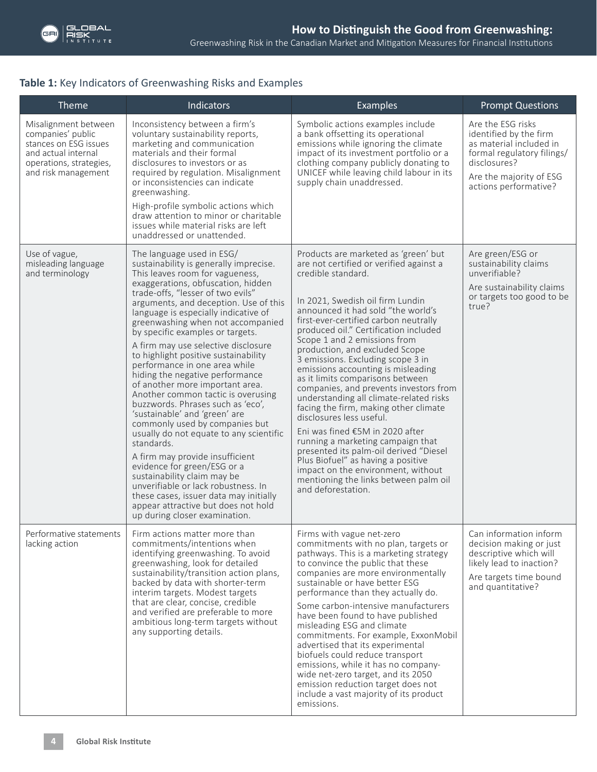**Table 1:** Key Indicators of Greenwashing Risks and Examples

| Theme | Indicators | Examples | Prompt Questions |
| --- | --- | --- | --- |
| Misalignment between companies' public stances on ESG issues and actual internal operations, strategies, and risk management | Inconsistency between a firm's voluntary sustainability reports, marketing and communication materials and their formal disclosures to investors or as required by regulation. Misalignment or inconsistencies can indicate greenwashing.<br><br>High-profile symbolic actions which draw attention to minor or charitable issues while material risks are left unaddressed or unattended. | Symbolic actions examples include a bank offsetting its operational emissions while ignoring the climate impact of its investment portfolio or a clothing company publicly donating to UNICEF while leaving child labour in its supply chain unaddressed. | Are the ESG risks identified by the firm as material included in formal regulatory filings/disclosures?<br><br>Are the majority of ESG actions performative? |
| Use of vague, misleading language and terminology | The language used in ESG/sustainability is generally imprecise. This leaves room for vagueness, exaggerations, obfuscation, hidden trade-offs, "lesser of two evils" arguments, and deception. Use of this language is especially indicative of greenwashing when not accompanied by specific examples or targets.<br><br>A firm may use selective disclosure to highlight positive sustainability performance in one area while hiding the negative performance of another more important area. Another common tactic is overusing buzzwords. Phrases such as 'eco', 'sustainable' and 'green' are commonly used by companies but usually do not equate to any scientific standards.<br><br>A firm may provide insufficient evidence for green/ESG or a sustainability claim may be unverifiable or lack robustness. In these cases, issuer data may initially appear attractive but does not hold up during closer examination. | Products are marketed as 'green' but are not certified or verified against a credible standard.<br><br>In 2021, Swedish oil firm Lundin announced it had sold "the world's first-ever-certified carbon neutrally produced oil." Certification included Scope 1 and 2 emissions from production, and excluded Scope 3 emissions. Excluding scope 3 in emissions accounting is misleading as it limits comparisons between companies, and prevents investors from understanding all climate-related risks facing the firm, making other climate disclosures less useful.<br><br>Eni was fined €5M in 2020 after running a marketing campaign that presented its palm-oil derived "Diesel Plus Biofuel" as having a positive impact on the environment, without mentioning the links between palm oil and deforestation. | Are green/ESG or sustainability claims unverifiable?<br><br>Are sustainability claims or targets too good to be true? |
| Performative statements lacking action | Firm actions matter more than commitments/intentions when identifying greenwashing. To avoid greenwashing, look for detailed sustainability/transition action plans, backed by data with shorter-term interim targets. Modest targets that are clear, concise, credible and verified are preferable to more ambitious long-term targets without any supporting details. | Firms with vague net-zero commitments with no plan, targets or pathways. This is a marketing strategy to convince the public that these companies are more environmentally sustainable or have better ESG performance than they actually do.<br><br>Some carbon-intensive manufacturers have been found to have published misleading ESG and climate commitments. For example, ExxonMobil advertised that its experimental biofuels could reduce transport emissions, while it has no company-wide net-zero target, and its 2050 emission reduction target does not include a vast majority of its product emissions. | Can information inform decision making or just descriptive which will likely lead to inaction?<br><br>Are targets time bound and quantitative? |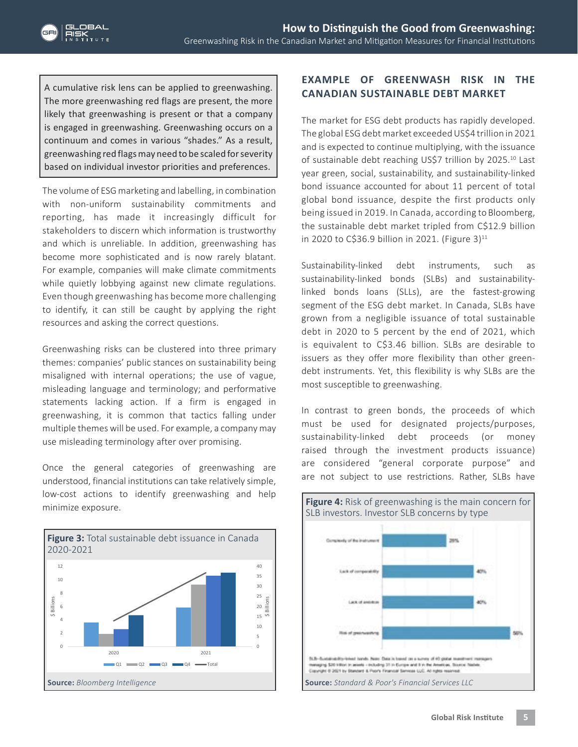A cumulative risk lens can be applied to greenwashing. The more greenwashing red flags are present, the more likely that greenwashing is present or that a company is engaged in greenwashing. Greenwashing occurs on a continuum and comes in various "shades." As a result, greenwashing red flags may need to be scaled for severity based on individual investor priorities and preferences.

The volume of ESG marketing and labelling, in combination with non-uniform sustainability commitments and reporting, has made it increasingly difficult for stakeholders to discern which information is trustworthy and which is unreliable. In addition, greenwashing has become more sophisticated and is now rarely blatant. For example, companies will make climate commitments while quietly lobbying against new climate regulations. Even though greenwashing has become more challenging to identify, it can still be caught by applying the right resources and asking the correct questions.

Greenwashing risks can be clustered into three primary themes: companies' public stances on sustainability being misaligned with internal operations; the use of vague, misleading language and terminology; and performative statements lacking action. If a firm is engaged in greenwashing, it is common that tactics falling under multiple themes will be used. For example, a company may use misleading terminology after over promising.

Once the general categories of greenwashing are understood, financial institutions can take relatively simple, low-cost actions to identify greenwashing and help minimize exposure.

**Figure 3:** Total sustainable debt issuance in Canada 2020-2021

**Source:** *Bloomberg Intelligence*

## EXAMPLE OF GREENWASH RISK IN THE CANADIAN SUSTAINABLE DEBT MARKET

The market for ESG debt products has rapidly developed. The global ESG debt market exceeded US$4 trillion in 2021 and is expected to continue multiplying, with the issuance of sustainable debt reaching US$7 trillion by 2025.[10] Last year green, social, sustainability, and sustainability-linked bond issuance accounted for about 11 percent of total global bond issuance, despite the first products only being issued in 2019. In Canada, according to Bloomberg, the sustainable debt market tripled from C$12.9 billion in 2020 to C$36.9 billion in 2021. (Figure 3)[11]

Sustainability-linked debt instruments, such as sustainability-linked bonds (SLBs) and sustainability-linked bonds loans (SLLs), are the fastest-growing segment of the ESG debt market. In Canada, SLBs have grown from a negligible issuance of total sustainable debt in 2020 to 5 percent by the end of 2021, which is equivalent to C$3.46 billion. SLBs are desirable to issuers as they offer more flexibility than other green-debt instruments. Yet, this flexibility is why SLBs are the most susceptible to greenwashing.

In contrast to green bonds, the proceeds of which must be used for designated projects/purposes, sustainability-linked debt proceeds (or money raised through the investment products issuance) are considered "general corporate purpose" and are not subject to use restrictions. Rather, SLBs have

**Figure 4:** Risk of greenwashing is the main concern for SLB investors. Investor SLB concerns by type

**Source:** *Standard & Poor's Financial Services LLC*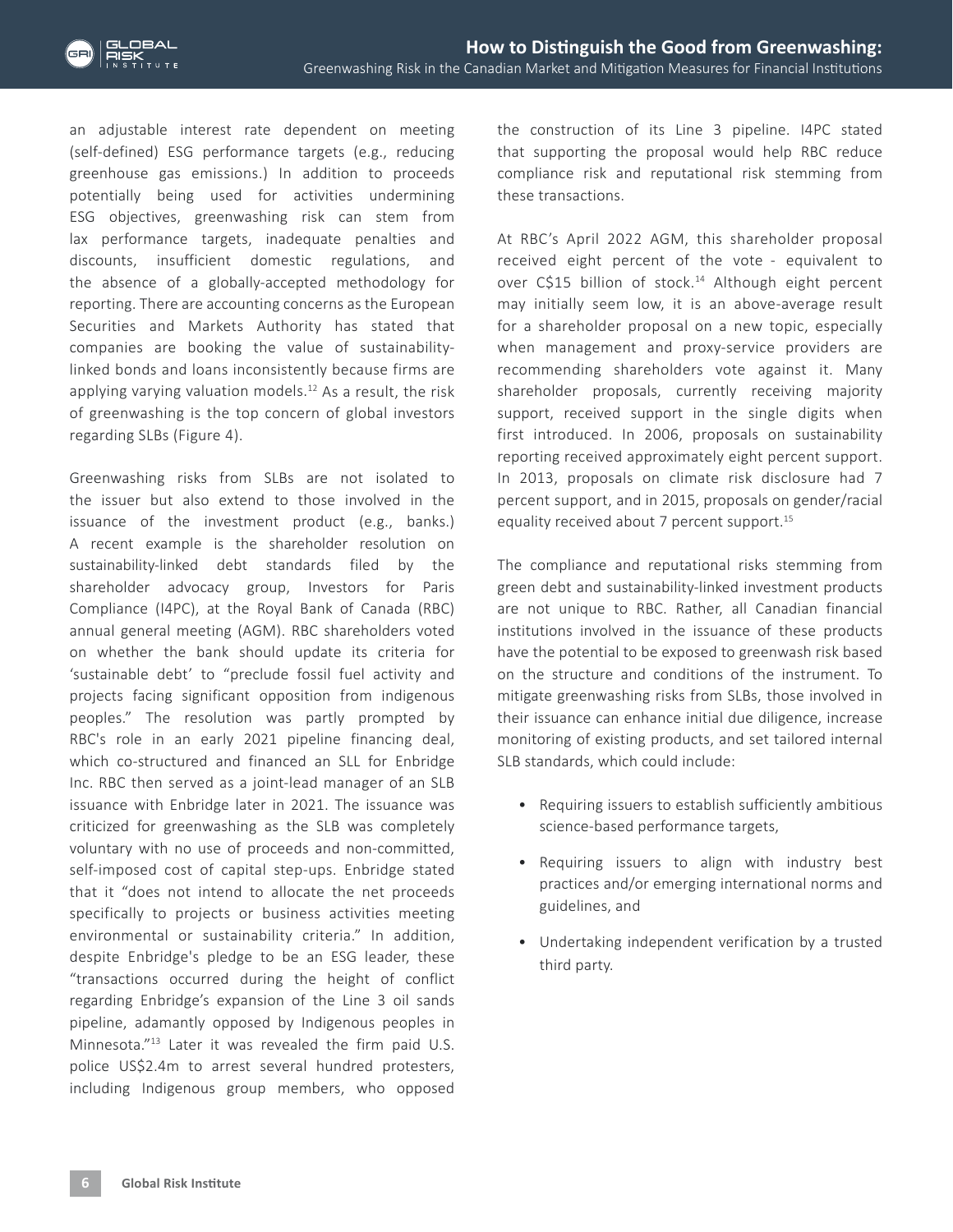an adjustable interest rate dependent on meeting (self-defined) ESG performance targets (e.g., reducing greenhouse gas emissions.) In addition to proceeds potentially being used for activities undermining ESG objectives, greenwashing risk can stem from lax performance targets, inadequate penalties and discounts, insufficient domestic regulations, and the absence of a globally-accepted methodology for reporting. There are accounting concerns as the European Securities and Markets Authority has stated that companies are booking the value of sustainability-linked bonds and loans inconsistently because firms are applying varying valuation models.[12] As a result, the risk of greenwashing is the top concern of global investors regarding SLBs (Figure 4).

Greenwashing risks from SLBs are not isolated to the issuer but also extend to those involved in the issuance of the investment product (e.g., banks.) A recent example is the shareholder resolution on sustainability-linked debt standards filed by the shareholder advocacy group, Investors for Paris Compliance (I4PC), at the Royal Bank of Canada (RBC) annual general meeting (AGM). RBC shareholders voted on whether the bank should update its criteria for 'sustainable debt' to "preclude fossil fuel activity and projects facing significant opposition from indigenous peoples." The resolution was partly prompted by RBC's role in an early 2021 pipeline financing deal, which co-structured and financed an SLL for Enbridge Inc. RBC then served as a joint-lead manager of an SLB issuance with Enbridge later in 2021. The issuance was criticized for greenwashing as the SLB was completely voluntary with no use of proceeds and non-committed, self-imposed cost of capital step-ups. Enbridge stated that it "does not intend to allocate the net proceeds specifically to projects or business activities meeting environmental or sustainability criteria." In addition, despite Enbridge's pledge to be an ESG leader, these "transactions occurred during the height of conflict regarding Enbridge's expansion of the Line 3 oil sands pipeline, adamantly opposed by Indigenous peoples in Minnesota."[13] Later it was revealed the firm paid U.S. police US$2.4m to arrest several hundred protesters, including Indigenous group members, who opposed the construction of its Line 3 pipeline. I4PC stated that supporting the proposal would help RBC reduce compliance risk and reputational risk stemming from these transactions.

At RBC's April 2022 AGM, this shareholder proposal received eight percent of the vote - equivalent to over C$15 billion of stock.[14] Although eight percent may initially seem low, it is an above-average result for a shareholder proposal on a new topic, especially when management and proxy-service providers are recommending shareholders vote against it. Many shareholder proposals, currently receiving majority support, received support in the single digits when first introduced. In 2006, proposals on sustainability reporting received approximately eight percent support. In 2013, proposals on climate risk disclosure had 7 percent support, and in 2015, proposals on gender/racial equality received about 7 percent support.[15]

The compliance and reputational risks stemming from green debt and sustainability-linked investment products are not unique to RBC. Rather, all Canadian financial institutions involved in the issuance of these products have the potential to be exposed to greenwash risk based on the structure and conditions of the instrument. To mitigate greenwashing risks from SLBs, those involved in their issuance can enhance initial due diligence, increase monitoring of existing products, and set tailored internal SLB standards, which could include:

- Requiring issuers to establish sufficiently ambitious science-based performance targets,
- Requiring issuers to align with industry best practices and/or emerging international norms and guidelines, and
- Undertaking independent verification by a trusted third party.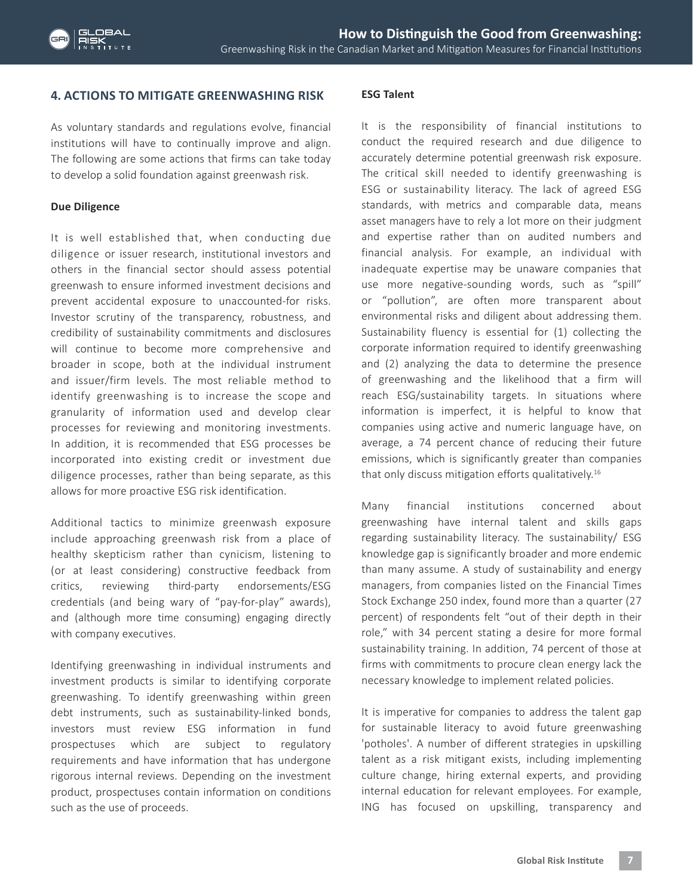## 4. ACTIONS TO MITIGATE GREENWASHING RISK

As voluntary standards and regulations evolve, financial institutions will have to continually improve and align. The following are some actions that firms can take today to develop a solid foundation against greenwash risk.

**Due Diligence**

It is well established that, when conducting due diligence or issuer research, institutional investors and others in the financial sector should assess potential greenwash to ensure informed investment decisions and prevent accidental exposure to unaccounted-for risks. Investor scrutiny of the transparency, robustness, and credibility of sustainability commitments and disclosures will continue to become more comprehensive and broader in scope, both at the individual instrument and issuer/firm levels. The most reliable method to identify greenwashing is to increase the scope and granularity of information used and develop clear processes for reviewing and monitoring investments. In addition, it is recommended that ESG processes be incorporated into existing credit or investment due diligence processes, rather than being separate, as this allows for more proactive ESG risk identification.

Additional tactics to minimize greenwash exposure include approaching greenwash risk from a place of healthy skepticism rather than cynicism, listening to (or at least considering) constructive feedback from critics, reviewing third-party endorsements/ESG credentials (and being wary of "pay-for-play" awards), and (although more time consuming) engaging directly with company executives.

Identifying greenwashing in individual instruments and investment products is similar to identifying corporate greenwashing. To identify greenwashing within green debt instruments, such as sustainability-linked bonds, investors must review ESG information in fund prospectuses which are subject to regulatory requirements and have information that has undergone rigorous internal reviews. Depending on the investment product, prospectuses contain information on conditions such as the use of proceeds.

**ESG Talent**

It is the responsibility of financial institutions to conduct the required research and due diligence to accurately determine potential greenwash risk exposure. The critical skill needed to identify greenwashing is ESG or sustainability literacy. The lack of agreed ESG standards, with metrics and comparable data, means asset managers have to rely a lot more on their judgment and expertise rather than on audited numbers and financial analysis. For example, an individual with inadequate expertise may be unaware companies that use more negative-sounding words, such as "spill" or "pollution", are often more transparent about environmental risks and diligent about addressing them. Sustainability fluency is essential for (1) collecting the corporate information required to identify greenwashing and (2) analyzing the data to determine the presence of greenwashing and the likelihood that a firm will reach ESG/sustainability targets. In situations where information is imperfect, it is helpful to know that companies using active and numeric language have, on average, a 74 percent chance of reducing their future emissions, which is significantly greater than companies that only discuss mitigation efforts qualitatively.[16]

Many financial institutions concerned about greenwashing have internal talent and skills gaps regarding sustainability literacy. The sustainability/ ESG knowledge gap is significantly broader and more endemic than many assume. A study of sustainability and energy managers, from companies listed on the Financial Times Stock Exchange 250 index, found more than a quarter (27 percent) of respondents felt "out of their depth in their role," with 34 percent stating a desire for more formal sustainability training. In addition, 74 percent of those at firms with commitments to procure clean energy lack the necessary knowledge to implement related policies.

It is imperative for companies to address the talent gap for sustainable literacy to avoid future greenwashing 'potholes'. A number of different strategies in upskilling talent as a risk mitigant exists, including implementing culture change, hiring external experts, and providing internal education for relevant employees. For example, ING has focused on upskilling, transparency and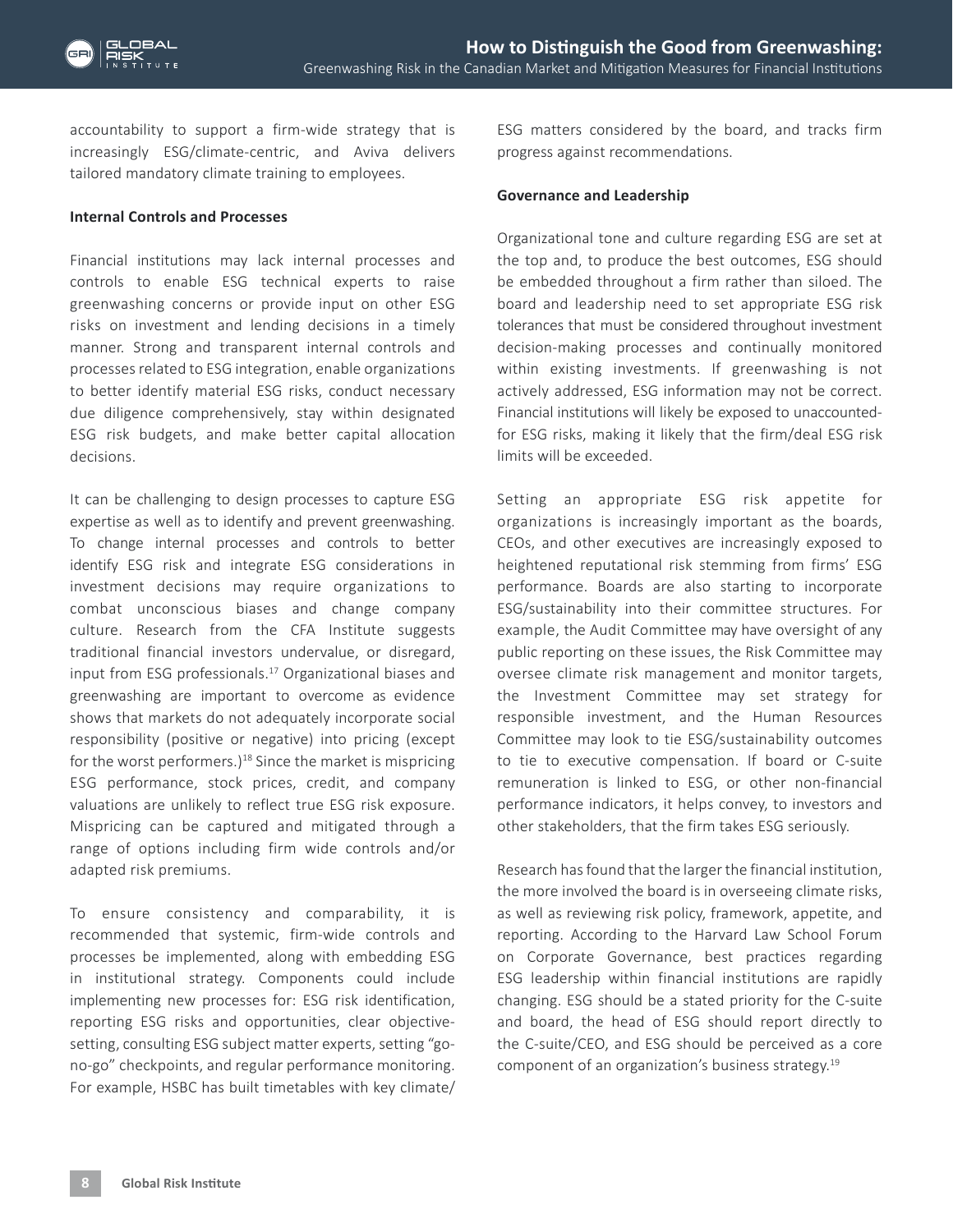accountability to support a firm-wide strategy that is increasingly ESG/climate-centric, and Aviva delivers tailored mandatory climate training to employees.

**Internal Controls and Processes**

Financial institutions may lack internal processes and controls to enable ESG technical experts to raise greenwashing concerns or provide input on other ESG risks on investment and lending decisions in a timely manner. Strong and transparent internal controls and processes related to ESG integration, enable organizations to better identify material ESG risks, conduct necessary due diligence comprehensively, stay within designated ESG risk budgets, and make better capital allocation decisions.

It can be challenging to design processes to capture ESG expertise as well as to identify and prevent greenwashing. To change internal processes and controls to better identify ESG risk and integrate ESG considerations in investment decisions may require organizations to combat unconscious biases and change company culture. Research from the CFA Institute suggests traditional financial investors undervalue, or disregard, input from ESG professionals.[17] Organizational biases and greenwashing are important to overcome as evidence shows that markets do not adequately incorporate social responsibility (positive or negative) into pricing (except for the worst performers.)[18] Since the market is mispricing ESG performance, stock prices, credit, and company valuations are unlikely to reflect true ESG risk exposure. Mispricing can be captured and mitigated through a range of options including firm wide controls and/or adapted risk premiums.

To ensure consistency and comparability, it is recommended that systemic, firm-wide controls and processes be implemented, along with embedding ESG in institutional strategy. Components could include implementing new processes for: ESG risk identification, reporting ESG risks and opportunities, clear objective-setting, consulting ESG subject matter experts, setting "go-no-go" checkpoints, and regular performance monitoring. For example, HSBC has built timetables with key climate/ESG matters considered by the board, and tracks firm progress against recommendations.

**Governance and Leadership**

Organizational tone and culture regarding ESG are set at the top and, to produce the best outcomes, ESG should be embedded throughout a firm rather than siloed. The board and leadership need to set appropriate ESG risk tolerances that must be considered throughout investment decision-making processes and continually monitored within existing investments. If greenwashing is not actively addressed, ESG information may not be correct. Financial institutions will likely be exposed to unaccounted-for ESG risks, making it likely that the firm/deal ESG risk limits will be exceeded.

Setting an appropriate ESG risk appetite for organizations is increasingly important as the boards, CEOs, and other executives are increasingly exposed to heightened reputational risk stemming from firms' ESG performance. Boards are also starting to incorporate ESG/sustainability into their committee structures. For example, the Audit Committee may have oversight of any public reporting on these issues, the Risk Committee may oversee climate risk management and monitor targets, the Investment Committee may set strategy for responsible investment, and the Human Resources Committee may look to tie ESG/sustainability outcomes to tie to executive compensation. If board or C-suite remuneration is linked to ESG, or other non-financial performance indicators, it helps convey, to investors and other stakeholders, that the firm takes ESG seriously.

Research has found that the larger the financial institution, the more involved the board is in overseeing climate risks, as well as reviewing risk policy, framework, appetite, and reporting. According to the Harvard Law School Forum on Corporate Governance, best practices regarding ESG leadership within financial institutions are rapidly changing. ESG should be a stated priority for the C-suite and board, the head of ESG should report directly to the C-suite/CEO, and ESG should be perceived as a core component of an organization's business strategy.[19]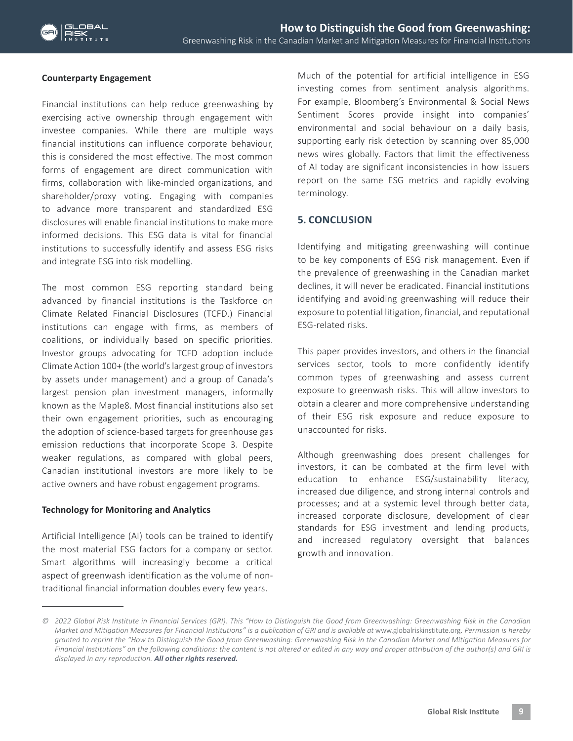**Counterparty Engagement**

Financial institutions can help reduce greenwashing by exercising active ownership through engagement with investee companies. While there are multiple ways financial institutions can influence corporate behaviour, this is considered the most effective. The most common forms of engagement are direct communication with firms, collaboration with like-minded organizations, and shareholder/proxy voting. Engaging with companies to advance more transparent and standardized ESG disclosures will enable financial institutions to make more informed decisions. This ESG data is vital for financial institutions to successfully identify and assess ESG risks and integrate ESG into risk modelling.

The most common ESG reporting standard being advanced by financial institutions is the Taskforce on Climate Related Financial Disclosures (TCFD.) Financial institutions can engage with firms, as members of coalitions, or individually based on specific priorities. Investor groups advocating for TCFD adoption include Climate Action 100+ (the world's largest group of investors by assets under management) and a group of Canada's largest pension plan investment managers, informally known as the Maple8. Most financial institutions also set their own engagement priorities, such as encouraging the adoption of science-based targets for greenhouse gas emission reductions that incorporate Scope 3. Despite weaker regulations, as compared with global peers, Canadian institutional investors are more likely to be active owners and have robust engagement programs.

**Technology for Monitoring and Analytics**

Artificial Intelligence (AI) tools can be trained to identify the most material ESG factors for a company or sector. Smart algorithms will increasingly become a critical aspect of greenwash identification as the volume of non-traditional financial information doubles every few years.

Much of the potential for artificial intelligence in ESG investing comes from sentiment analysis algorithms. For example, Bloomberg's Environmental & Social News Sentiment Scores provide insight into companies' environmental and social behaviour on a daily basis, supporting early risk detection by scanning over 85,000 news wires globally. Factors that limit the effectiveness of AI today are significant inconsistencies in how issuers report on the same ESG metrics and rapidly evolving terminology.

## 5. CONCLUSION

Identifying and mitigating greenwashing will continue to be key components of ESG risk management. Even if the prevalence of greenwashing in the Canadian market declines, it will never be eradicated. Financial institutions identifying and avoiding greenwashing will reduce their exposure to potential litigation, financial, and reputational ESG-related risks.

This paper provides investors, and others in the financial services sector, tools to more confidently identify common types of greenwashing and assess current exposure to greenwash risks. This will allow investors to obtain a clearer and more comprehensive understanding of their ESG risk exposure and reduce exposure to unaccounted for risks.

Although greenwashing does present challenges for investors, it can be combated at the firm level with education to enhance ESG/sustainability literacy, increased due diligence, and strong internal controls and processes; and at a systemic level through better data, increased corporate disclosure, development of clear standards for ESG investment and lending products, and increased regulatory oversight that balances growth and innovation.

---

*© 2022 Global Risk Institute in Financial Services (GRI). This "How to Distinguish the Good from Greenwashing: Greenwashing Risk in the Canadian Market and Mitigation Measures for Financial Institutions" is a publication of GRI and is available at* www.globalriskinstitute.org. *Permission is hereby granted to reprint the "How to Distinguish the Good from Greenwashing: Greenwashing Risk in the Canadian Market and Mitigation Measures for Financial Institutions" on the following conditions: the content is not altered or edited in any way and proper attribution of the author(s) and GRI is displayed in any reproduction.* ***All other rights reserved.***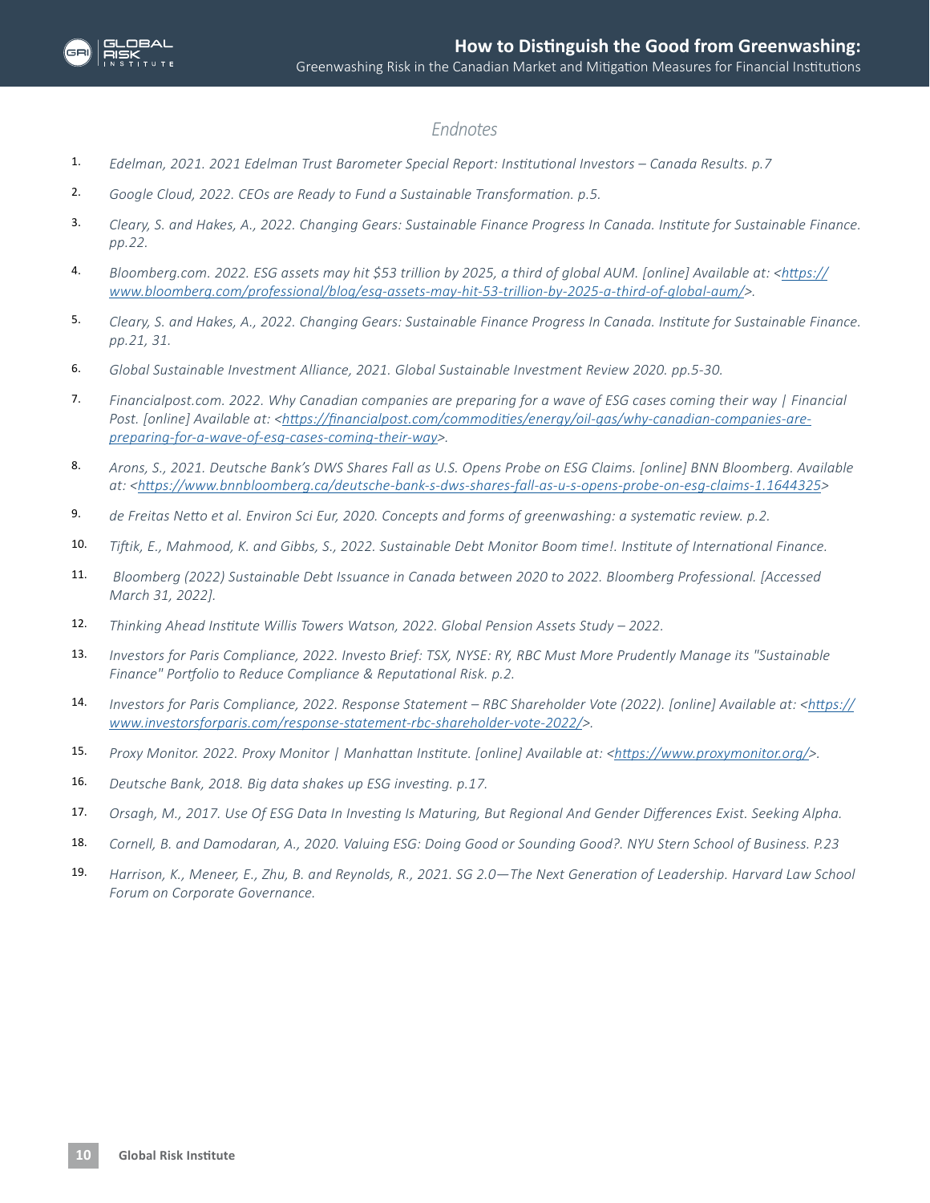## Endnotes

1. *Edelman, 2021. 2021 Edelman Trust Barometer Special Report: Institutional Investors – Canada Results. p.7*
2. *Google Cloud, 2022. CEOs are Ready to Fund a Sustainable Transformation. p.5.*
3. *Cleary, S. and Hakes, A., 2022. Changing Gears: Sustainable Finance Progress In Canada. Institute for Sustainable Finance. pp.22.*
4. *Bloomberg.com. 2022. ESG assets may hit $53 trillion by 2025, a third of global AUM. [online] Available at: <https://www.bloomberg.com/professional/blog/esg-assets-may-hit-53-trillion-by-2025-a-third-of-global-aum/>.*
5. *Cleary, S. and Hakes, A., 2022. Changing Gears: Sustainable Finance Progress In Canada. Institute for Sustainable Finance. pp.21, 31.*
6. *Global Sustainable Investment Alliance, 2021. Global Sustainable Investment Review 2020. pp.5-30.*
7. *Financialpost.com. 2022. Why Canadian companies are preparing for a wave of ESG cases coming their way | Financial Post. [online] Available at: <https://financialpost.com/commodities/energy/oil-gas/why-canadian-companies-are-preparing-for-a-wave-of-esg-cases-coming-their-way>.*
8. *Arons, S., 2021. Deutsche Bank's DWS Shares Fall as U.S. Opens Probe on ESG Claims. [online] BNN Bloomberg. Available at: <https://www.bnnbloomberg.ca/deutsche-bank-s-dws-shares-fall-as-u-s-opens-probe-on-esg-claims-1.1644325>*
9. *de Freitas Netto et al. Environ Sci Eur, 2020. Concepts and forms of greenwashing: a systematic review. p.2.*
10. *Tiftik, E., Mahmood, K. and Gibbs, S., 2022. Sustainable Debt Monitor Boom time!. Institute of International Finance.*
11. *Bloomberg (2022) Sustainable Debt Issuance in Canada between 2020 to 2022. Bloomberg Professional. [Accessed March 31, 2022].*
12. *Thinking Ahead Institute Willis Towers Watson, 2022. Global Pension Assets Study – 2022.*
13. *Investors for Paris Compliance, 2022. Investo Brief: TSX, NYSE: RY, RBC Must More Prudently Manage its "Sustainable Finance" Portfolio to Reduce Compliance & Reputational Risk. p.2.*
14. *Investors for Paris Compliance, 2022. Response Statement – RBC Shareholder Vote (2022). [online] Available at: <https://www.investorsforparis.com/response-statement-rbc-shareholder-vote-2022/>.*
15. *Proxy Monitor. 2022. Proxy Monitor | Manhattan Institute. [online] Available at: <https://www.proxymonitor.org/>.*
16. *Deutsche Bank, 2018. Big data shakes up ESG investing. p.17.*
17. *Orsagh, M., 2017. Use Of ESG Data In Investing Is Maturing, But Regional And Gender Differences Exist. Seeking Alpha.*
18. *Cornell, B. and Damodaran, A., 2020. Valuing ESG: Doing Good or Sounding Good?. NYU Stern School of Business. P.23*
19. *Harrison, K., Meneer, E., Zhu, B. and Reynolds, R., 2021. SG 2.0—The Next Generation of Leadership. Harvard Law School Forum on Corporate Governance.*